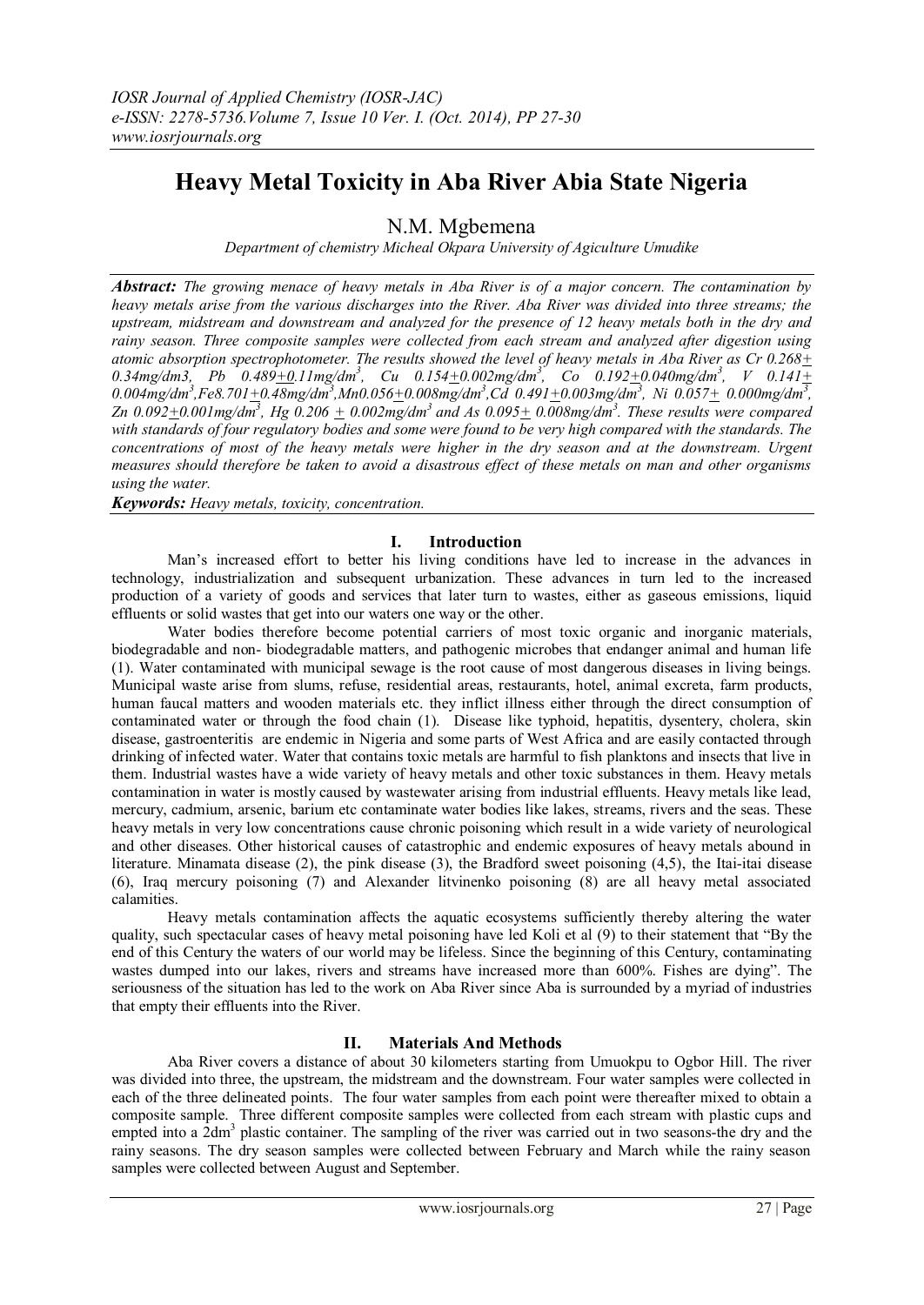# Heavy Metal Toxicity in Aba River Abia State Nigeria

N.M. Mgbemena

*Department of chemistry Micheal Okpara University of Agiculture Umudike*

***Abstract:*** *The growing menace of heavy metals in Aba River is of a major concern. The contamination by heavy metals arise from the various discharges into the River. Aba River was divided into three streams; the upstream, midstream and downstream and analyzed for the presence of 12 heavy metals both in the dry and rainy season. Three composite samples were collected from each stream and analyzed after digestion using atomic absorption spectrophotometer. The results showed the level of heavy metals in Aba River as Cr 0.268$\pm$ 0.34mg/dm3, Pb 0.489$\pm$0.11mg/dm$^3$, Cu 0.154$\pm$0.002mg/dm$^3$, Co 0.192$\pm$0.040mg/dm$^3$, V 0.141$\pm$ 0.004mg/dm$^3$,Fe8.701$\pm$0.48mg/dm$^3$,Mn0.056$\pm$0.008mg/dm$^3$,Cd 0.491$\pm$0.003mg/dm$^3$, Ni 0.057$\pm$ 0.000mg/dm$^3$, Zn 0.092$\pm$0.001mg/dm$^3$, Hg 0.206 $\pm$ 0.002mg/dm$^3$ and As 0.095$\pm$ 0.008mg/dm$^3$. These results were compared with standards of four regulatory bodies and some were found to be very high compared with the standards. The concentrations of most of the heavy metals were higher in the dry season and at the downstream. Urgent measures should therefore be taken to avoid a disastrous effect of these metals on man and other organisms using the water.*

***Keywords:*** *Heavy metals, toxicity, concentration.*

## I. Introduction

Man's increased effort to better his living conditions have led to increase in the advances in technology, industrialization and subsequent urbanization. These advances in turn led to the increased production of a variety of goods and services that later turn to wastes, either as gaseous emissions, liquid effluents or solid wastes that get into our waters one way or the other.

Water bodies therefore become potential carriers of most toxic organic and inorganic materials, biodegradable and non- biodegradable matters, and pathogenic microbes that endanger animal and human life (1). Water contaminated with municipal sewage is the root cause of most dangerous diseases in living beings. Municipal waste arise from slums, refuse, residential areas, restaurants, hotel, animal excreta, farm products, human faucal matters and wooden materials etc. they inflict illness either through the direct consumption of contaminated water or through the food chain (1). Disease like typhoid, hepatitis, dysentery, cholera, skin disease, gastroenteritis are endemic in Nigeria and some parts of West Africa and are easily contacted through drinking of infected water. Water that contains toxic metals are harmful to fish planktons and insects that live in them. Industrial wastes have a wide variety of heavy metals and other toxic substances in them. Heavy metals contamination in water is mostly caused by wastewater arising from industrial effluents. Heavy metals like lead, mercury, cadmium, arsenic, barium etc contaminate water bodies like lakes, streams, rivers and the seas. These heavy metals in very low concentrations cause chronic poisoning which result in a wide variety of neurological and other diseases. Other historical causes of catastrophic and endemic exposures of heavy metals abound in literature. Minamata disease (2), the pink disease (3), the Bradford sweet poisoning (4,5), the Itai-itai disease (6), Iraq mercury poisoning (7) and Alexander litvinenko poisoning (8) are all heavy metal associated calamities.

Heavy metals contamination affects the aquatic ecosystems sufficiently thereby altering the water quality, such spectacular cases of heavy metal poisoning have led Koli et al (9) to their statement that "By the end of this Century the waters of our world may be lifeless. Since the beginning of this Century, contaminating wastes dumped into our lakes, rivers and streams have increased more than 600%. Fishes are dying". The seriousness of the situation has led to the work on Aba River since Aba is surrounded by a myriad of industries that empty their effluents into the River.

## II. Materials And Methods

Aba River covers a distance of about 30 kilometers starting from Umuokpu to Ogbor Hill. The river was divided into three, the upstream, the midstream and the downstream. Four water samples were collected in each of the three delineated points. The four water samples from each point were thereafter mixed to obtain a composite sample. Three different composite samples were collected from each stream with plastic cups and empted into a 2dm$^3$ plastic container. The sampling of the river was carried out in two seasons-the dry and the rainy seasons. The dry season samples were collected between February and March while the rainy season samples were collected between August and September.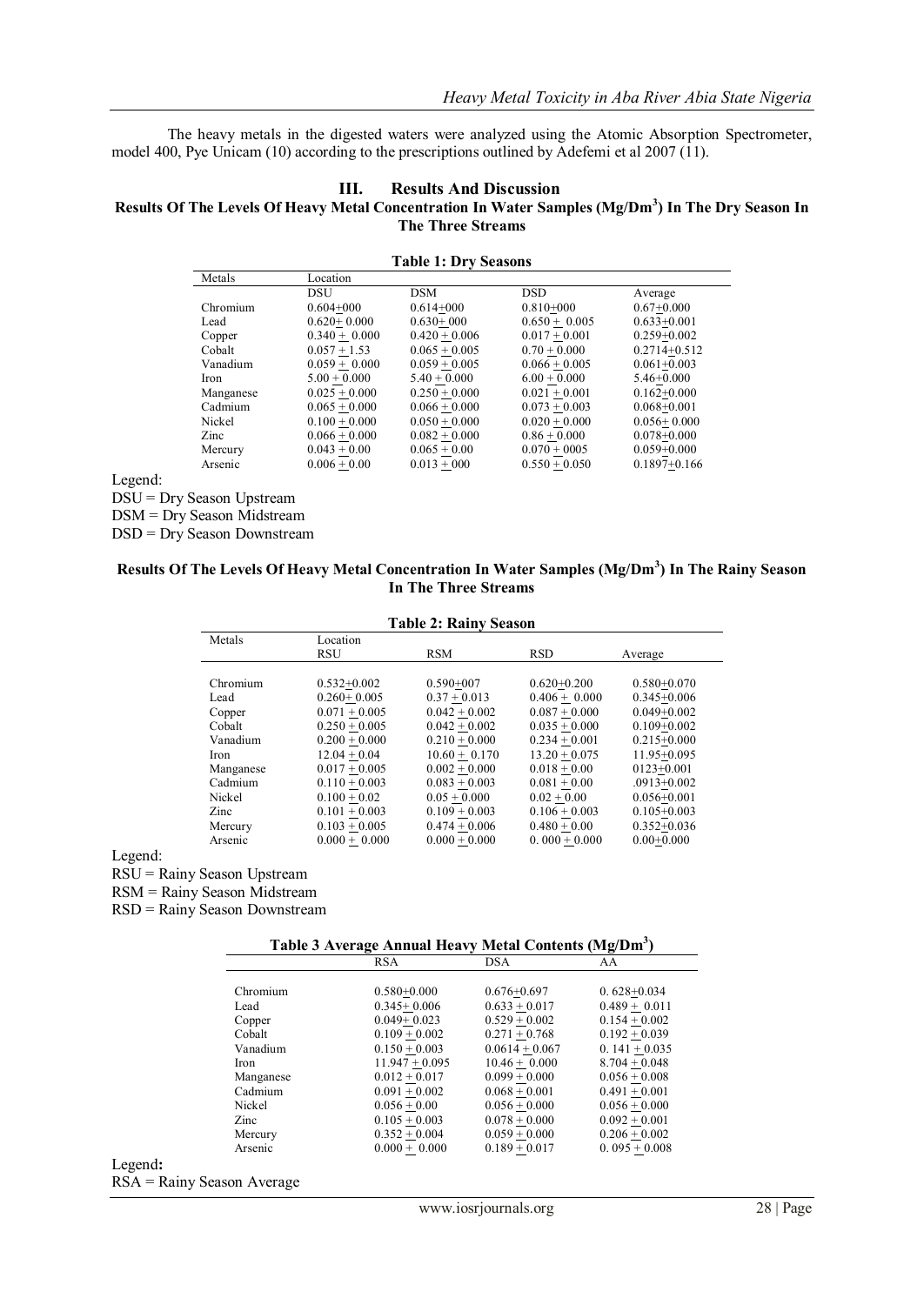The heavy metals in the digested waters were analyzed using the Atomic Absorption Spectrometer, model 400, Pye Unicam (10) according to the prescriptions outlined by Adefemi et al 2007 (11).

## III. Results And Discussion

### Results Of The Levels Of Heavy Metal Concentration In Water Samples (Mg/Dm$^3$) In The Dry Season In The Three Streams

**Table 1: Dry Seasons**

| Metals | Location | | | |
|---|---|---|---|---|
| | DSU | DSM | DSD | Average |
| Chromium | 0.604+000 | 0.614+000 | 0.810+000 | 0.67+0.000 |
| Lead | 0.620+ 0.000 | 0.630+ 000 | 0.650 + 0.005 | 0.633+0.001 |
| Copper | 0.340 + 0.000 | 0.420 + 0.006 | 0.017 + 0.001 | 0.259+0.002 |
| Cobalt | 0.057 + 1.53 | 0.065 + 0.005 | 0.70 + 0.000 | 0.2714+0.512 |
| Vanadium | 0.059 + 0.000 | 0.059 + 0.005 | 0.066 + 0.005 | 0.061+0.003 |
| Iron | 5.00 + 0.000 | 5.40 + 0.000 | 6.00 + 0.000 | 5.46+0.000 |
| Manganese | 0.025 + 0.000 | 0.250 + 0.000 | 0.021 + 0.001 | 0.162+0.000 |
| Cadmium | 0.065 + 0.000 | 0.066 + 0.000 | 0.073 + 0.003 | 0.068+0.001 |
| Nickel | 0.100 + 0.000 | 0.050 + 0.000 | 0.020 + 0.000 | 0.056+ 0.000 |
| Zinc | 0.066 + 0.000 | 0.082 + 0.000 | 0.86 + 0.000 | 0.078+0.000 |
| Mercury | 0.043 + 0.00 | 0.065 + 0.00 | 0.070 + 0005 | 0.059+0.000 |
| Arsenic | 0.006 + 0.00 | 0.013 + 000 | 0.550 + 0.050 | 0.1897+0.166 |

Legend:
DSU = Dry Season Upstream
DSM = Dry Season Midstream
DSD = Dry Season Downstream

### Results Of The Levels Of Heavy Metal Concentration In Water Samples (Mg/Dm$^3$) In The Rainy Season In The Three Streams

**Table 2: Rainy Season**

| Metals | Location | | | |
|---|---|---|---|---|
| | RSU | RSM | RSD | Average |
| Chromium | 0.532+0.002 | 0.590+007 | 0.620+0.200 | 0.580+0.070 |
| Lead | 0.260+ 0.005 | 0.37 + 0.013 | 0.406 + 0.000 | 0.345+0.006 |
| Copper | 0.071 + 0.005 | 0.042 + 0.002 | 0.087 + 0.000 | 0.049+0.002 |
| Cobalt | 0.250 + 0.005 | 0.042 + 0.002 | 0.035 + 0.000 | 0.109+0.002 |
| Vanadium | 0.200 + 0.000 | 0.210 + 0.000 | 0.234 + 0.001 | 0.215+0.000 |
| Iron | 12.04 + 0.04 | 10.60 + 0.170 | 13.20 + 0.075 | 11.95+0.095 |
| Manganese | 0.017 + 0.005 | 0.002 + 0.000 | 0.018 + 0.00 | 0123+0.001 |
| Cadmium | 0.110 + 0.003 | 0.083 + 0.003 | 0.081 + 0.00 | .0913+0.002 |
| Nickel | 0.100 + 0.02 | 0.05 + 0.000 | 0.02 + 0.00 | 0.056+0.001 |
| Zinc | 0.101 + 0.003 | 0.109 + 0.003 | 0.106 + 0.003 | 0.105+0.003 |
| Mercury | 0.103 + 0.005 | 0.474 + 0.006 | 0.480 + 0.00 | 0.352+0.036 |
| Arsenic | 0.000 + 0.000 | 0.000 + 0.000 | 0. 000 + 0.000 | 0.00+0.000 |

Legend:
RSU = Rainy Season Upstream
RSM = Rainy Season Midstream
RSD = Rainy Season Downstream

**Table 3 Average Annual Heavy Metal Contents (Mg/Dm$^3$)**

| | RSA | DSA | AA |
|---|---|---|---|
| Chromium | 0.580+0.000 | 0.676+0.697 | 0. 628+0.034 |
| Lead | 0.345+ 0.006 | 0.633 + 0.017 | 0.489 + 0.011 |
| Copper | 0.049+ 0.023 | 0.529 + 0.002 | 0.154 + 0.002 |
| Cobalt | 0.109 + 0.002 | 0.271 + 0.768 | 0.192 + 0.039 |
| Vanadium | 0.150 + 0.003 | 0.0614 + 0.067 | 0. 141 + 0.035 |
| Iron | 11.947 + 0.095 | 10.46 + 0.000 | 8.704 + 0.048 |
| Manganese | 0.012 + 0.017 | 0.099 + 0.000 | 0.056 + 0.008 |
| Cadmium | 0.091 + 0.002 | 0.068 + 0.001 | 0.491 + 0.001 |
| Nickel | 0.056 + 0.00 | 0.056 + 0.000 | 0.056 + 0.000 |
| Zinc | 0.105 + 0.003 | 0.078 + 0.000 | 0.092 + 0.001 |
| Mercury | 0.352 + 0.004 | 0.059 + 0.000 | 0.206 + 0.002 |
| Arsenic | 0.000 + 0.000 | 0.189 + 0.017 | 0. 095 + 0.008 |

**Legend:**
RSA = Rainy Season Average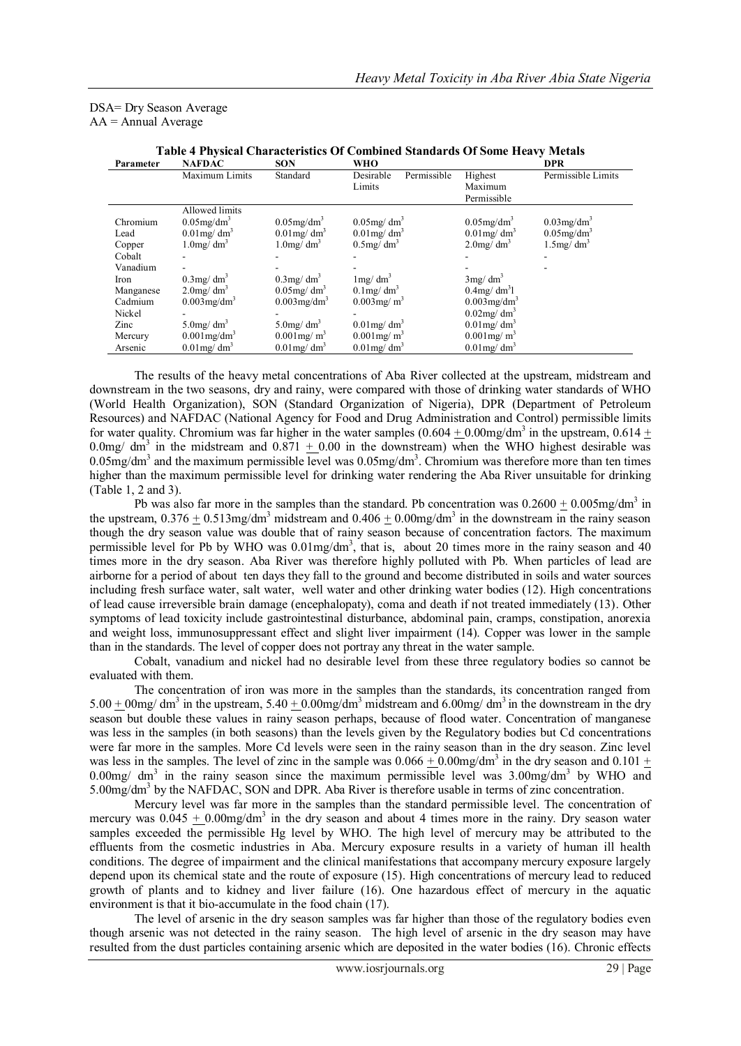DSA= Dry Season Average
AA = Annual Average

**Table 4 Physical Characteristics Of Combined Standards Of Some Heavy Metals**

| Parameter | NAFDAC | SON | WHO | | DPR |
|---|---|---|---|---|---|
| | Maximum Limits | Standard | Desirable Limits | Permissible Highest Maximum Permissible | Permissible Limits |
| | Allowed limits | | | | |
| Chromium | $0.05mg/dm^3$ | $0.05mg/dm^3$ | $0.05mg/dm^3$ | $0.05mg/dm^3$ | $0.03mg/dm^3$ |
| Lead | $0.01mg/dm^3$ | $0.01mg/dm^3$ | $0.01mg/dm^3$ | $0.01mg/dm^3$ | $0.05mg/dm^3$ |
| Copper | $1.0mg/dm^3$ | $1.0mg/dm^3$ | $0.5mg/dm^3$ | $2.0mg/dm^3$ | $1.5mg/dm^3$ |
| Cobalt | - | - | - | - | - |
| Vanadium | - | - | - | - | - |
| Iron | $0.3mg/dm^3$ | $0.3mg/dm^3$ | $1mg/dm^3$ | $3mg/dm^3$ | |
| Manganese | $2.0mg/dm^3$ | $0.05mg/dm^3$ | $0.1mg/dm^3$ | $0.4mg/dm^3l$ | |
| Cadmium | $0.003mg/dm^3$ | $0.003mg/dm^3$ | $0.003mg/m^3$ | $0.003mg/dm^3$ | |
| Nickel | - | - | - | $0.02mg/dm^3$ | |
| Zinc | $5.0mg/dm^3$ | $5.0mg/dm^3$ | $0.01mg/dm^3$ | $0.01mg/dm^3$ | |
| Mercury | $0.001mg/dm^3$ | $0.001mg/m^3$ | $0.001mg/m^3$ | $0.001mg/m^3$ | |
| Arsenic | $0.01mg/dm^3$ | $0.01mg/dm^3$ | $0.01mg/dm^3$ | $0.01mg/dm^3$ | |

The results of the heavy metal concentrations of Aba River collected at the upstream, midstream and downstream in the two seasons, dry and rainy, were compared with those of drinking water standards of WHO (World Health Organization), SON (Standard Organization of Nigeria), DPR (Department of Petroleum Resources) and NAFDAC (National Agency for Food and Drug Administration and Control) permissible limits for water quality. Chromium was far higher in the water samples ($0.604 \pm 0.00mg/dm^3$ in the upstream, $0.614 \pm 0.0mg/dm^3$ in the midstream and $0.871 \pm 0.00$ in the downstream) when the WHO highest desirable was $0.05mg/dm^3$ and the maximum permissible level was $0.05mg/dm^3$. Chromium was therefore more than ten times higher than the maximum permissible level for drinking water rendering the Aba River unsuitable for drinking (Table 1, 2 and 3).

Pb was also far more in the samples than the standard. Pb concentration was $0.2600 \pm 0.005mg/dm^3$ in the upstream, $0.376 \pm 0.513mg/dm^3$ midstream and $0.406 \pm 0.00mg/dm^3$ in the downstream in the rainy season though the dry season value was double that of rainy season because of concentration factors. The maximum permissible level for Pb by WHO was $0.01mg/dm^3$, that is, about 20 times more in the rainy season and 40 times more in the dry season. Aba River was therefore highly polluted with Pb. When particles of lead are airborne for a period of about ten days they fall to the ground and become distributed in soils and water sources including fresh surface water, salt water, well water and other drinking water bodies (12). High concentrations of lead cause irreversible brain damage (encephalopaty), coma and death if not treated immediately (13). Other symptoms of lead toxicity include gastrointestinal disturbance, abdominal pain, cramps, constipation, anorexia and weight loss, immunosuppressant effect and slight liver impairment (14). Copper was lower in the sample than in the standards. The level of copper does not portray any threat in the water sample.

Cobalt, vanadium and nickel had no desirable level from these three regulatory bodies so cannot be evaluated with them.

The concentration of iron was more in the samples than the standards, its concentration ranged from $5.00 \pm 00mg/dm^3$ in the upstream, $5.40 \pm 0.00mg/dm^3$ midstream and $6.00mg/dm^3$ in the downstream in the dry season but double these values in rainy season perhaps, because of flood water. Concentration of manganese was less in the samples (in both seasons) than the levels given by the Regulatory bodies but Cd concentrations were far more in the samples. More Cd levels were seen in the rainy season than in the dry season. Zinc level was less in the samples. The level of zinc in the sample was $0.066 \pm 0.00mg/dm^3$ in the dry season and $0.101 \pm 0.00mg/dm^3$ in the rainy season since the maximum permissible level was $3.00mg/dm^3$ by WHO and $5.00mg/dm^3$ by the NAFDAC, SON and DPR. Aba River is therefore usable in terms of zinc concentration.

Mercury level was far more in the samples than the standard permissible level. The concentration of mercury was $0.045 \pm 0.00mg/dm^3$ in the dry season and about 4 times more in the rainy. Dry season water samples exceeded the permissible Hg level by WHO. The high level of mercury may be attributed to the effluents from the cosmetic industries in Aba. Mercury exposure results in a variety of human ill health conditions. The degree of impairment and the clinical manifestations that accompany mercury exposure largely depend upon its chemical state and the route of exposure (15). High concentrations of mercury lead to reduced growth of plants and to kidney and liver failure (16). One hazardous effect of mercury in the aquatic environment is that it bio-accumulate in the food chain (17).

The level of arsenic in the dry season samples was far higher than those of the regulatory bodies even though arsenic was not detected in the rainy season. The high level of arsenic in the dry season may have resulted from the dust particles containing arsenic which are deposited in the water bodies (16). Chronic effects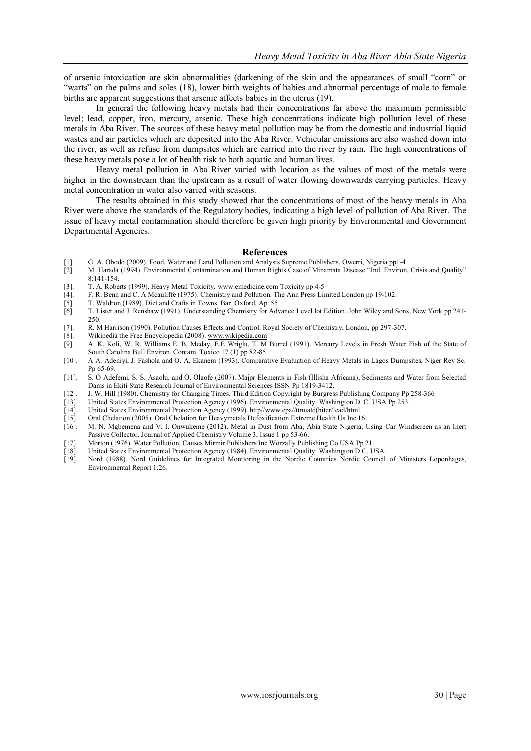of arsenic intoxication are skin abnormalities (darkening of the skin and the appearances of small "corn" or "warts" on the palms and soles (18), lower birth weights of babies and abnormal percentage of male to female births are apparent suggestions that arsenic affects babies in the uterus (19).

In general the following heavy metals had their concentrations far above the maximum permissible level; lead, copper, iron, mercury, arsenic. These high concentrations indicate high pollution level of these metals in Aba River. The sources of these heavy metal pollution may be from the domestic and industrial liquid wastes and air particles which are deposited into the Aba River. Vehicular emissions are also washed down into the river, as well as refuse from dumpsites which are carried into the river by rain. The high concentrations of these heavy metals pose a lot of health risk to both aquatic and human lives.

Heavy metal pollution in Aba River varied with location as the values of most of the metals were higher in the downstream than the upstream as a result of water flowing downwards carrying particles. Heavy metal concentration in water also varied with seasons.

The results obtained in this study showed that the concentrations of most of the heavy metals in Aba River were above the standards of the Regulatory bodies, indicating a high level of pollution of Aba River. The issue of heavy metal contamination should therefore be given high priority by Environmental and Government Departmental Agencies.

## References

[1]. G. A. Obodo (2009). Food, Water and Land Pollution and Analysis Supreme Publishers, Owerri, Nigeria pp1-4

[2]. M. Harada (1994). Environmental Contamination and Human Rights Case of Minamata Disease "Ind. Environ. Crisis and Quality" 8:141-154.

[3]. T. A. Roberts (1999). Heavy Metal Toxicity, www.emedicine.com Toxicity pp 4-5

[4]. F. R. Benn and C. A Mcauliffe (1975). Chemistry and Pollution. The Ann Press Limited London pp 19-102.

[5]. T. Waldron (1989). Diet and Crafts in Towns. Bar. Oxford, Ap. 55

[6]. T. Lister and J. Renshaw (1991). Understanding Chemistry for Advance Level lot Edition. John Wiley and Sons, New York pp 241-250.

[7]. R. M Harrison (1990). Pollution Causes Effects and Control. Royal Society of Chemistry, London, pp 297-307.

[8]. Wikipedia the Free Encyclopedia (2008). www.wikipedia.com

[9]. A. K, Koli, W. R. Williams E. B, Meday, E.E Wriglu, T. M Burrel (1991). Mercury Levels in Fresh Water Fish of the State of South Carolina Bull Environ. Contam. Toxico 17 (1) pp 82-85.

[10]. A A. Adeniyi, J. Fashola and O. A. Ekanem (1993). Comparative Evaluation of Heavy Metals in Lagos Dumpsites, Niger Rev Sc. Pp 65-69.

[11]. S. O Adefemi, S. S. Asaolu, and O. Olaofe (2007). Majpr Elements in Fish (Illisha Africana), Sediments and Water from Selected Dams in Ekiti State Research Journal of Environmental Sciences ISSN Pp 1819-3412.

[12]. J. W. Hill (1980). Chemistry for Changing Times. Third Edition Copyright by Burgress Publishing Company Pp 258-366

[13]. United States Environmental Protection Agency (1996). Environmental Quality. Washington D. C. USA Pp 253.

[14]. United States Environmental Protection Agency (1999). http//www epa//ttnuatd(hiter/lead/html.

[15]. Oral Chelation (2005). Oral Chelation for Heavymetals Defoxification Extreme Health Us Inc 16.

[16]. M. N. Mgbemena and V. I. Onwukeme (2012). Metal in Dust from Aba, Abia State Nigeria, Using Car Windscreen as an Inert Passive Collector. Journal of Applied Chemistry Volume 3, Issue 1 pp 53-66.

[17]. Morton (1976). Water Pollution, Causes Mirmir Publishers Inc Worzally Publishing Co USA Pp 21.

[18]. United States Environmental Protection Agency (1984). Environmental Quality. Washington D.C. USA.

[19]. Nord (1988). Nord Guidelines for Integrated Monitoring in the Nordic Countries Nordic Council of Ministers Lopenhages, Environmental Report 1:26.